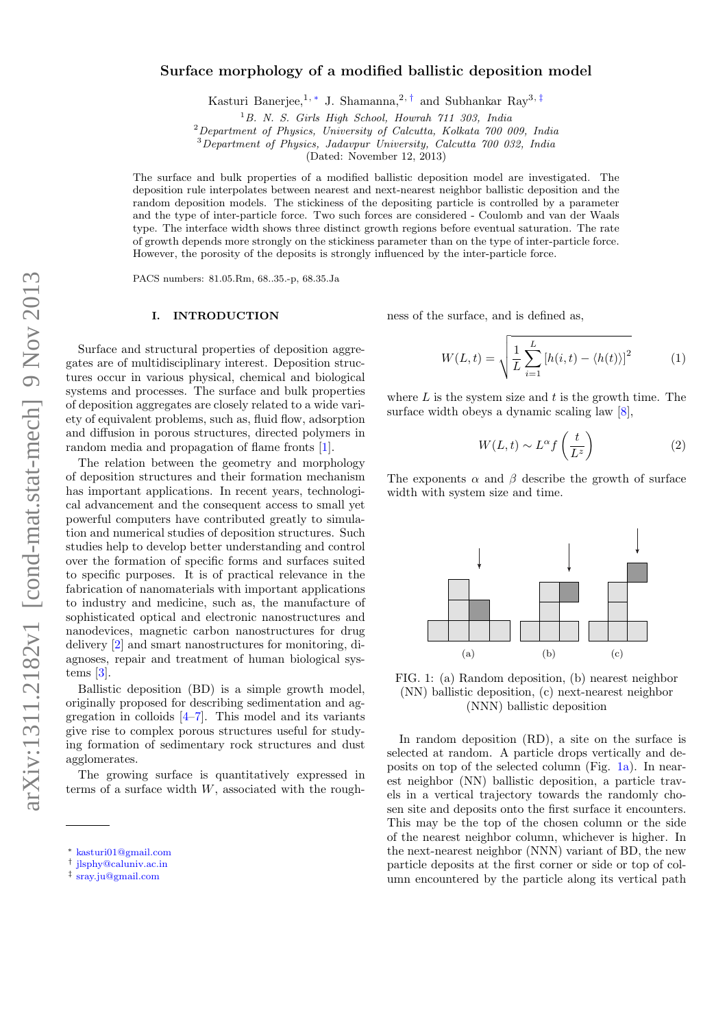# Surface morphology of a modified ballistic deposition model

Kasturi Banerjee,[1,*] J. Shamanna,[2,†] and Subhankar Ray[3,‡]

[1] *B. N. S. Girls High School, Howrah 711 303, India*
[2] *Department of Physics, University of Calcutta, Kolkata 700 009, India*
[3] *Department of Physics, Jadavpur University, Calcutta 700 032, India*
(Dated: November 12, 2013)

The surface and bulk properties of a modified ballistic deposition model are investigated. The deposition rule interpolates between nearest and next-nearest neighbor ballistic deposition and the random deposition models. The stickiness of the depositing particle is controlled by a parameter and the type of inter-particle force. Two such forces are considered - Coulomb and van der Waals type. The interface width shows three distinct growth regions before eventual saturation. The rate of growth depends more strongly on the stickiness parameter than on the type of inter-particle force. However, the porosity of the deposits is strongly influenced by the inter-particle force.

PACS numbers: 81.05.Rm, 68..35.-p, 68.35.Ja

## I. INTRODUCTION

Surface and structural properties of deposition aggregates are of multidisciplinary interest. Deposition structures occur in various physical, chemical and biological systems and processes. The surface and bulk properties of deposition aggregates are closely related to a wide variety of equivalent problems, such as, fluid flow, adsorption and diffusion in porous structures, directed polymers in random media and propagation of flame fronts [1].

The relation between the geometry and morphology of deposition structures and their formation mechanism has important applications. In recent years, technological advancement and the consequent access to small yet powerful computers have contributed greatly to simulation and numerical studies of deposition structures. Such studies help to develop better understanding and control over the formation of specific forms and surfaces suited to specific purposes. It is of practical relevance in the fabrication of nanomaterials with important applications to industry and medicine, such as, the manufacture of sophisticated optical and electronic nanostructures and nanodevices, magnetic carbon nanostructures for drug delivery [2] and smart nanostructures for monitoring, diagnoses, repair and treatment of human biological systems [3].

Ballistic deposition (BD) is a simple growth model, originally proposed for describing sedimentation and aggregation in colloids [4–7]. This model and its variants give rise to complex porous structures useful for studying formation of sedimentary rock structures and dust agglomerates.

The growing surface is quantitatively expressed in terms of a surface width $W$, associated with the roughness of the surface, and is defined as,

$$W(L,t) = \sqrt{\frac{1}{L}\sum_{i=1}^{L}\left[h(i,t) - \langle h(t)\rangle\right]^2} \qquad (1)$$

where $L$ is the system size and $t$ is the growth time. The surface width obeys a dynamic scaling law [8],

$$W(L,t) \sim L^{\alpha} f\left(\frac{t}{L^{z}}\right) \qquad (2)$$

The exponents $\alpha$ and $\beta$ describe the growth of surface width with system size and time.

FIG. 1: (a) Random deposition, (b) nearest neighbor (NN) ballistic deposition, (c) next-nearest neighbor (NNN) ballistic deposition

In random deposition (RD), a site on the surface is selected at random. A particle drops vertically and deposits on top of the selected column (Fig. 1a). In nearest neighbor (NN) ballistic deposition, a particle travels in a vertical trajectory towards the randomly chosen site and deposits onto the first surface it encounters. This may be the top of the chosen column or the side of the nearest neighbor column, whichever is higher. In the next-nearest neighbor (NNN) variant of BD, the new particle deposits at the first corner or side or top of column encountered by the particle along its vertical path

* kasturi01@gmail.com
† jlsphy@caluniv.ac.in
‡ sray.ju@gmail.com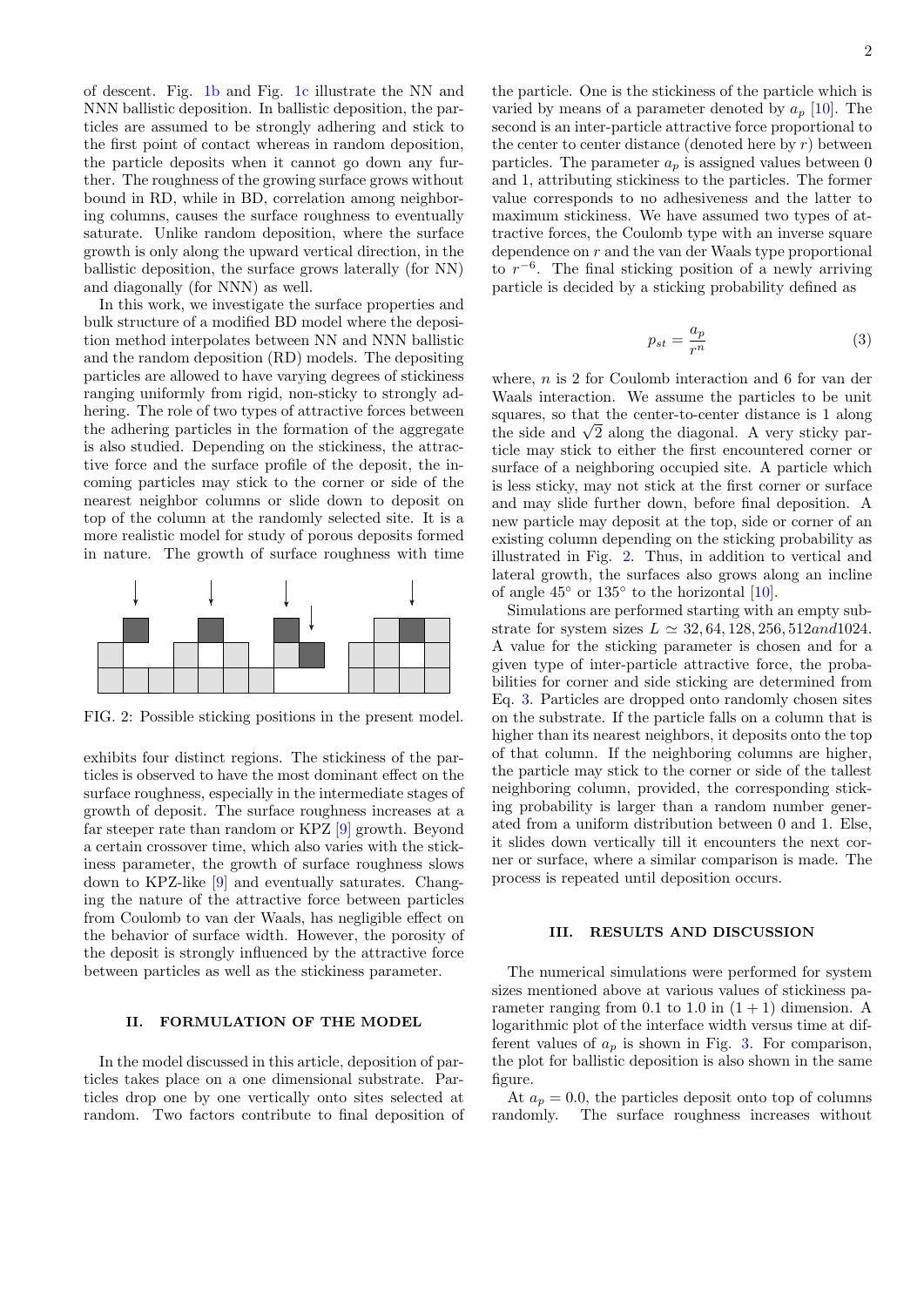of descent. Fig. 1b and Fig. 1c illustrate the NN and NNN ballistic deposition. In ballistic deposition, the particles are assumed to be strongly adhering and stick to the first point of contact whereas in random deposition, the particle deposits when it cannot go down any further. The roughness of the growing surface grows without bound in RD, while in BD, correlation among neighboring columns, causes the surface roughness to eventually saturate. Unlike random deposition, where the surface growth is only along the upward vertical direction, in the ballistic deposition, the surface grows laterally (for NN) and diagonally (for NNN) as well.

In this work, we investigate the surface properties and bulk structure of a modified BD model where the deposition method interpolates between NN and NNN ballistic and the random deposition (RD) models. The depositing particles are allowed to have varying degrees of stickiness ranging uniformly from rigid, non-sticky to strongly adhering. The role of two types of attractive forces between the adhering particles in the formation of the aggregate is also studied. Depending on the stickiness, the attractive force and the surface profile of the deposit, the incoming particles may stick to the corner or side of the nearest neighbor columns or slide down to deposit on top of the column at the randomly selected site. It is a more realistic model for study of porous deposits formed in nature. The growth of surface roughness with time exhibits four distinct regions. The stickiness of the particles is observed to have the most dominant effect on the surface roughness, especially in the intermediate stages of growth of deposit. The surface roughness increases at a far steeper rate than random or KPZ [9] growth. Beyond a certain crossover time, which also varies with the stickiness parameter, the growth of surface roughness slows down to KPZ-like [9] and eventually saturates. Changing the nature of the attractive force between particles from Coulomb to van der Waals, has negligible effect on the behavior of surface width. However, the porosity of the deposit is strongly influenced by the attractive force between particles as well as the stickiness parameter.

FIG. 2: Possible sticking positions in the present model.

## II. FORMULATION OF THE MODEL

In the model discussed in this article, deposition of particles takes place on a one dimensional substrate. Particles drop one by one vertically onto sites selected at random. Two factors contribute to final deposition of the particle. One is the stickiness of the particle which is varied by means of a parameter denoted by $a_p$ [10]. The second is an inter-particle attractive force proportional to the center to center distance (denoted here by $r$) between particles. The parameter $a_p$ is assigned values between 0 and 1, attributing stickiness to the particles. The former value corresponds to no adhesiveness and the latter to maximum stickiness. We have assumed two types of attractive forces, the Coulomb type with an inverse square dependence on $r$ and the van der Waals type proportional to $r^{-6}$. The final sticking position of a newly arriving particle is decided by a sticking probability defined as

$$p_{st} = \frac{a_p}{r^n} \tag{3}$$

where, $n$ is 2 for Coulomb interaction and 6 for van der Waals interaction. We assume the particles to be unit squares, so that the center-to-center distance is 1 along the side and $\sqrt{2}$ along the diagonal. A very sticky particle may stick to either the first encountered corner or surface of a neighboring occupied site. A particle which is less sticky, may not stick at the first corner or surface and may slide further down, before final deposition. A new particle may deposit at the top, side or corner of an existing column depending on the sticking probability as illustrated in Fig. 2. Thus, in addition to vertical and lateral growth, the surfaces also grows along an incline of angle $45^\circ$ or $135^\circ$ to the horizontal [10].

Simulations are performed starting with an empty substrate for system sizes $L \simeq 32, 64, 128, 256, 512 and 1024$. A value for the sticking parameter is chosen and for a given type of inter-particle attractive force, the probabilities for corner and side sticking are determined from Eq. 3. Particles are dropped onto randomly chosen sites on the substrate. If the particle falls on a column that is higher than its nearest neighbors, it deposits onto the top of that column. If the neighboring columns are higher, the particle may stick to the corner or side of the tallest neighboring column, provided, the corresponding sticking probability is larger than a random number generated from a uniform distribution between 0 and 1. Else, it slides down vertically till it encounters the next corner or surface, where a similar comparison is made. The process is repeated until deposition occurs.

## III. RESULTS AND DISCUSSION

The numerical simulations were performed for system sizes mentioned above at various values of stickiness parameter ranging from 0.1 to 1.0 in $(1+1)$ dimension. A logarithmic plot of the interface width versus time at different values of $a_p$ is shown in Fig. 3. For comparison, the plot for ballistic deposition is also shown in the same figure.

At $a_p = 0.0$, the particles deposit onto top of columns randomly. The surface roughness increases without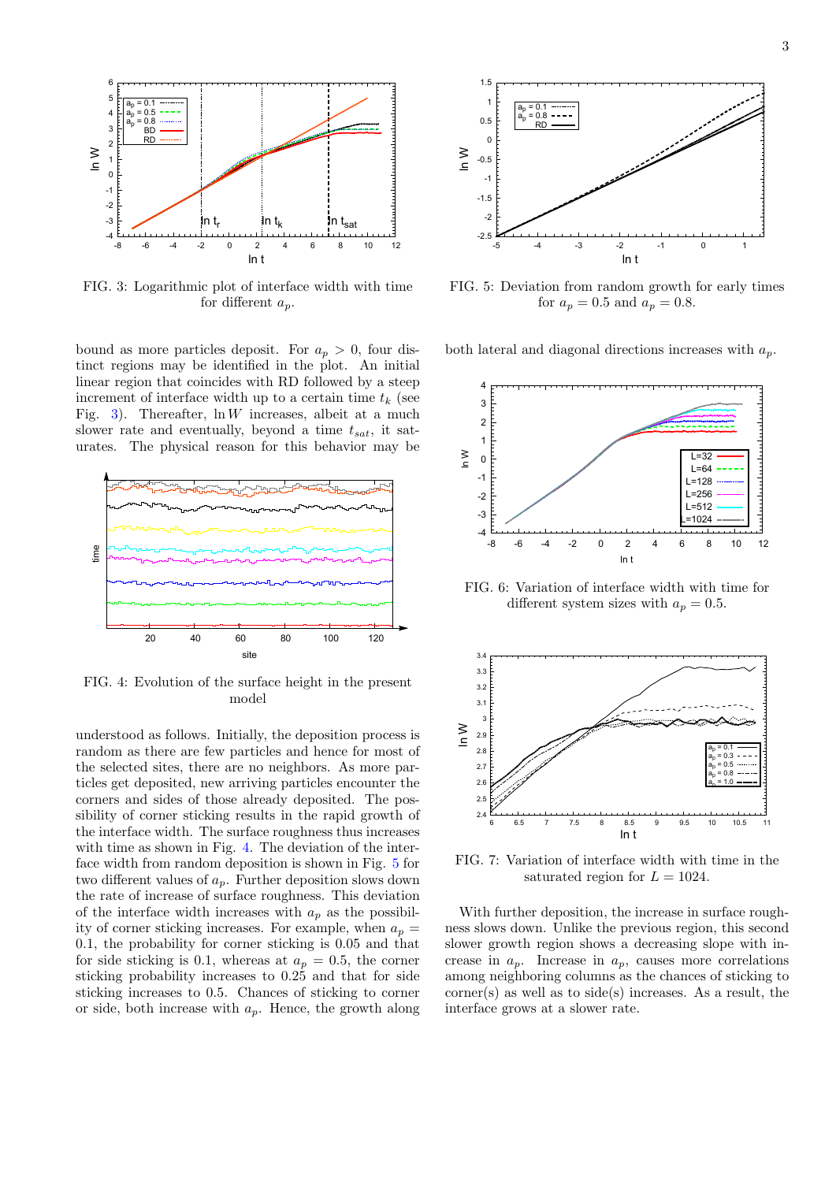FIG. 3: Logarithmic plot of interface width with time for different $a_p$.

FIG. 5: Deviation from random growth for early times for $a_p = 0.5$ and $a_p = 0.8$.

bound as more particles deposit. For $a_p > 0$, four distinct regions may be identified in the plot. An initial linear region that coincides with RD followed by a steep increment of interface width up to a certain time $t_k$ (see Fig. 3). Thereafter, $\ln W$ increases, albeit at a much slower rate and eventually, beyond a time $t_{sat}$, it saturates. The physical reason for this behavior may be understood as follows. Initially, the deposition process is random as there are few particles and hence for most of the selected sites, there are no neighbors. As more particles get deposited, new arriving particles encounter the corners and sides of those already deposited. The possibility of corner sticking results in the rapid growth of the interface width. The surface roughness thus increases with time as shown in Fig. 4. The deviation of the interface width from random deposition is shown in Fig. 5 for two different values of $a_p$. Further deposition slows down the rate of increase of surface roughness. This deviation of the interface width increases with $a_p$ as the possibility of corner sticking increases. For example, when $a_p = 0.1$, the probability for corner sticking is 0.05 and that for side sticking is 0.1, whereas at $a_p = 0.5$, the corner sticking probability increases to 0.25 and that for side sticking increases to 0.5. Chances of sticking to corner or side, both increase with $a_p$. Hence, the growth along both lateral and diagonal directions increases with $a_p$.

FIG. 4: Evolution of the surface height in the present model

FIG. 6: Variation of interface width with time for different system sizes with $a_p = 0.5$.

FIG. 7: Variation of interface width with time in the saturated region for $L = 1024$.

With further deposition, the increase in surface roughness slows down. Unlike the previous region, this second slower growth region shows a decreasing slope with increase in $a_p$. Increase in $a_p$, causes more correlations among neighboring columns as the chances of sticking to corner(s) as well as to side(s) increases. As a result, the interface grows at a slower rate.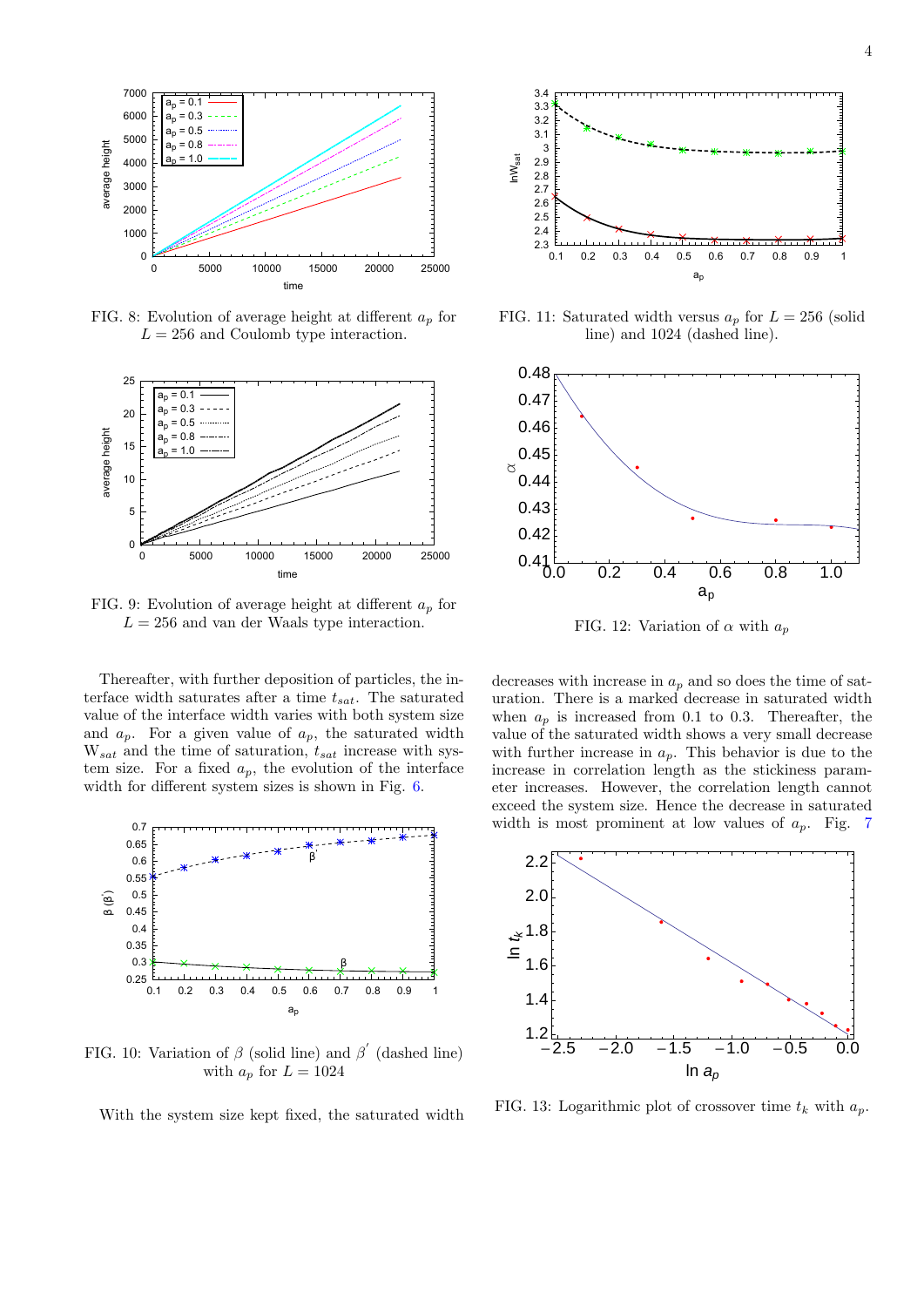FIG. 8: Evolution of average height at different $a_p$ for $L = 256$ and Coulomb type interaction.

FIG. 9: Evolution of average height at different $a_p$ for $L = 256$ and van der Waals type interaction.

Thereafter, with further deposition of particles, the interface width saturates after a time $t_{sat}$. The saturated value of the interface width varies with both system size and $a_p$. For a given value of $a_p$, the saturated width $W_{sat}$ and the time of saturation, $t_{sat}$ increase with system size. For a fixed $a_p$, the evolution of the interface width for different system sizes is shown in Fig. 6.

FIG. 10: Variation of $\beta$ (solid line) and $\beta'$ (dashed line) with $a_p$ for $L = 1024$

With the system size kept fixed, the saturated width decreases with increase in $a_p$ and so does the time of saturation. There is a marked decrease in saturated width when $a_p$ is increased from 0.1 to 0.3. Thereafter, the value of the saturated width shows a very small decrease with further increase in $a_p$. This behavior is due to the increase in correlation length as the stickiness parameter increases. However, the correlation length cannot exceed the system size. Hence the decrease in saturated width is most prominent at low values of $a_p$. Fig. 7

FIG. 11: Saturated width versus $a_p$ for $L = 256$ (solid line) and 1024 (dashed line).

FIG. 12: Variation of $\alpha$ with $a_p$

FIG. 13: Logarithmic plot of crossover time $t_k$ with $a_p$.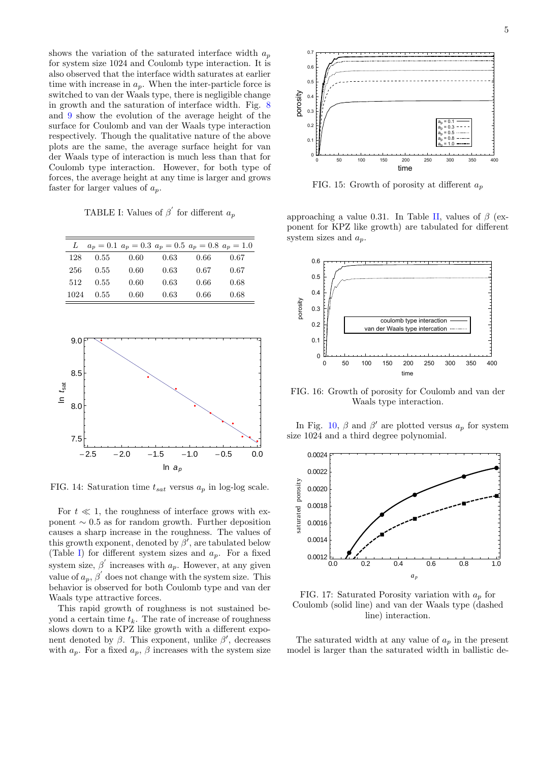shows the variation of the saturated interface width $a_p$ for system size 1024 and Coulomb type interaction. It is also observed that the interface width saturates at earlier time with increase in $a_p$. When the inter-particle force is switched to van der Waals type, there is negligible change in growth and the saturation of interface width. Fig. 8 and 9 show the evolution of the average height of the surface for Coulomb and van der Waals type interaction respectively. Though the qualitative nature of the above plots are the same, the average surface height for van der Waals type of interaction is much less than that for Coulomb type interaction. However, for both type of forces, the average height at any time is larger and grows faster for larger values of $a_p$.

TABLE I: Values of $\beta'$ for different $a_p$

| $L$ | $a_p = 0.1$ | $a_p = 0.3$ | $a_p = 0.5$ | $a_p = 0.8$ | $a_p = 1.0$ |
|---|---|---|---|---|---|
| 128 | 0.55 | 0.60 | 0.63 | 0.66 | 0.67 |
| 256 | 0.55 | 0.60 | 0.63 | 0.67 | 0.67 |
| 512 | 0.55 | 0.60 | 0.63 | 0.66 | 0.68 |
| 1024 | 0.55 | 0.60 | 0.63 | 0.66 | 0.68 |

FIG. 14: Saturation time $t_{sat}$ versus $a_p$ in log-log scale.

For $t \ll 1$, the roughness of interface grows with exponent $\sim 0.5$ as for random growth. Further deposition causes a sharp increase in the roughness. The values of this growth exponent, denoted by $\beta'$, are tabulated below (Table I) for different system sizes and $a_p$. For a fixed system size, $\beta'$ increases with $a_p$. However, at any given value of $a_p$, $\beta'$ does not change with the system size. This behavior is observed for both Coulomb type and van der Waals type attractive forces.

This rapid growth of roughness is not sustained beyond a certain time $t_k$. The rate of increase of roughness slows down to a KPZ like growth with a different exponent denoted by $\beta$. This exponent, unlike $\beta'$, decreases with $a_p$. For a fixed $a_p$, $\beta$ increases with the system size

FIG. 15: Growth of porosity at different $a_p$

approaching a value 0.31. In Table II, values of $\beta$ (exponent for KPZ like growth) are tabulated for different system sizes and $a_p$.

FIG. 16: Growth of porosity for Coulomb and van der Waals type interaction.

In Fig. 10, $\beta$ and $\beta'$ are plotted versus $a_p$ for system size 1024 and a third degree polynomial.

FIG. 17: Saturated Porosity variation with $a_p$ for Coulomb (solid line) and van der Waals type (dashed line) interaction.

The saturated width at any value of $a_p$ in the present model is larger than the saturated width in ballistic de-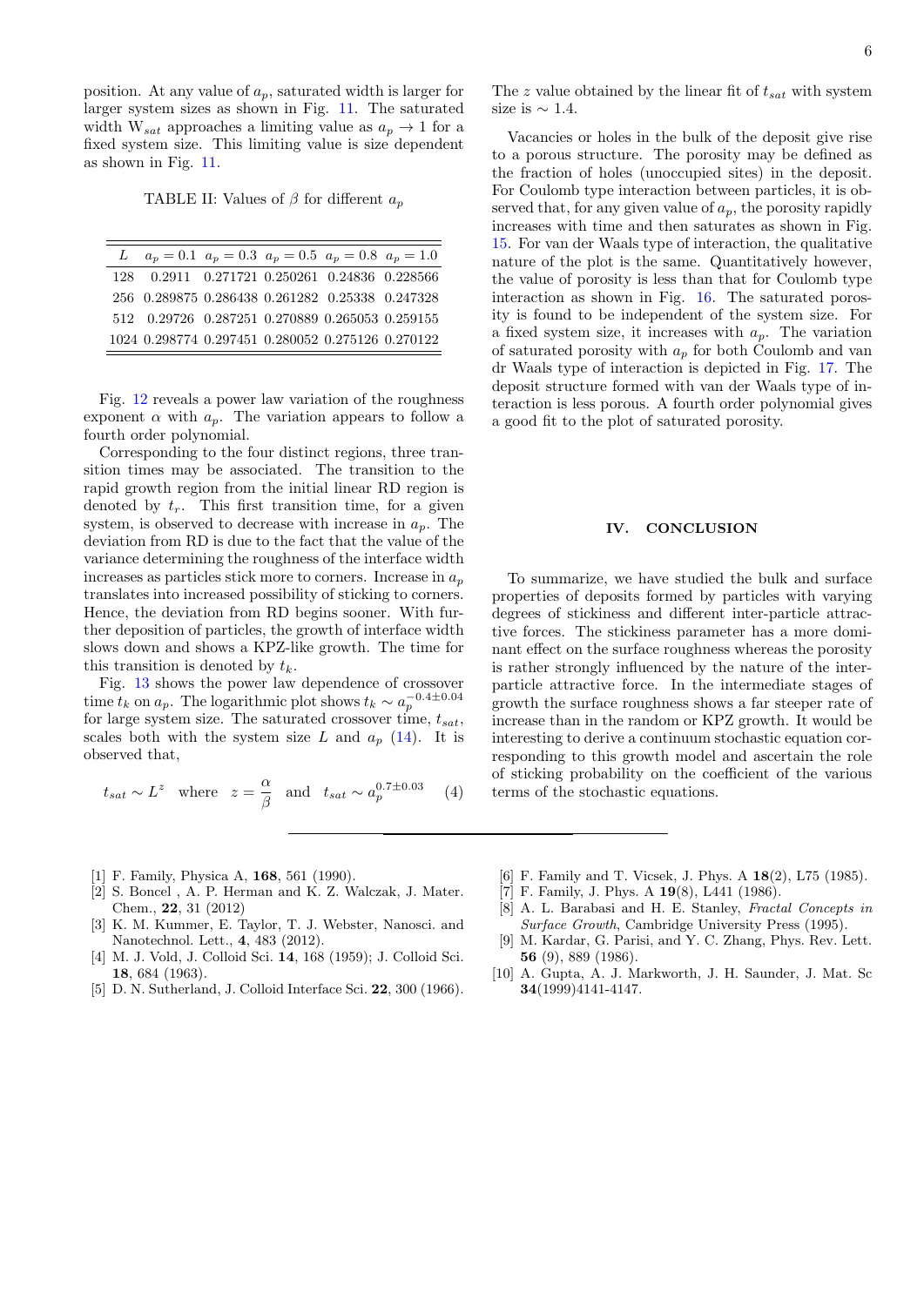position. At any value of $a_p$, saturated width is larger for larger system sizes as shown in Fig. 11. The saturated width $W_{sat}$ approaches a limiting value as $a_p \to 1$ for a fixed system size. This limiting value is size dependent as shown in Fig. 11.

TABLE II: Values of $\beta$ for different $a_p$

| $L$ | $a_p = 0.1$ | $a_p = 0.3$ | $a_p = 0.5$ | $a_p = 0.8$ | $a_p = 1.0$ |
|---|---|---|---|---|---|
| 128 | 0.2911 | 0.271721 | 0.250261 | 0.24836 | 0.228566 |
| 256 | 0.289875 | 0.286438 | 0.261282 | 0.25338 | 0.247328 |
| 512 | 0.29726 | 0.287251 | 0.270889 | 0.265053 | 0.259155 |
| 1024 | 0.298774 | 0.297451 | 0.280052 | 0.275126 | 0.270122 |

Fig. 12 reveals a power law variation of the roughness exponent $\alpha$ with $a_p$. The variation appears to follow a fourth order polynomial.

Corresponding to the four distinct regions, three transition times may be associated. The transition to the rapid growth region from the initial linear RD region is denoted by $t_r$. This first transition time, for a given system, is observed to decrease with increase in $a_p$. The deviation from RD is due to the fact that the value of the variance determining the roughness of the interface width increases as particles stick more to corners. Increase in $a_p$ translates into increased possibility of sticking to corners. Hence, the deviation from RD begins sooner. With further deposition of particles, the growth of interface width slows down and shows a KPZ-like growth. The time for this transition is denoted by $t_k$.

Fig. 13 shows the power law dependence of crossover time $t_k$ on $a_p$. The logarithmic plot shows $t_k \sim a_p^{-0.4\pm0.04}$ for large system size. The saturated crossover time, $t_{sat}$, scales both with the system size $L$ and $a_p$ (14). It is observed that,

$$t_{sat} \sim L^z \quad \text{where} \quad z = \frac{\alpha}{\beta} \quad \text{and} \quad t_{sat} \sim a_p^{0.7\pm0.03} \tag{4}$$

The $z$ value obtained by the linear fit of $t_{sat}$ with system size is $\sim 1.4$.

Vacancies or holes in the bulk of the deposit give rise to a porous structure. The porosity may be defined as the fraction of holes (unoccupied sites) in the deposit. For Coulomb type interaction between particles, it is observed that, for any given value of $a_p$, the porosity rapidly increases with time and then saturates as shown in Fig. 15. For van der Waals type of interaction, the qualitative nature of the plot is the same. Quantitatively however, the value of porosity is less than that for Coulomb type interaction as shown in Fig. 16. The saturated porosity is found to be independent of the system size. For a fixed system size, it increases with $a_p$. The variation of saturated porosity with $a_p$ for both Coulomb and van dr Waals type of interaction is depicted in Fig. 17. The deposit structure formed with van der Waals type of interaction is less porous. A fourth order polynomial gives a good fit to the plot of saturated porosity.

## IV. CONCLUSION

To summarize, we have studied the bulk and surface properties of deposits formed by particles with varying degrees of stickiness and different inter-particle attractive forces. The stickiness parameter has a more dominant effect on the surface roughness whereas the porosity is rather strongly influenced by the nature of the inter-particle attractive force. In the intermediate stages of growth the surface roughness shows a far steeper rate of increase than in the random or KPZ growth. It would be interesting to derive a continuum stochastic equation corresponding to this growth model and ascertain the role of sticking probability on the coefficient of the various terms of the stochastic equations.

---

[1] F. Family, Physica A, **168**, 561 (1990).

[2] S. Boncel , A. P. Herman and K. Z. Walczak, J. Mater. Chem., **22**, 31 (2012)

[3] K. M. Kummer, E. Taylor, T. J. Webster, Nanosci. and Nanotechnol. Lett., **4**, 483 (2012).

[4] M. J. Vold, J. Colloid Sci. **14**, 168 (1959); J. Colloid Sci. **18**, 684 (1963).

[5] D. N. Sutherland, J. Colloid Interface Sci. **22**, 300 (1966).

[6] F. Family and T. Vicsek, J. Phys. A **18**(2), L75 (1985).

[7] F. Family, J. Phys. A **19**(8), L441 (1986).

[8] A. L. Barabasi and H. E. Stanley, *Fractal Concepts in Surface Growth*, Cambridge University Press (1995).

[9] M. Kardar, G. Parisi, and Y. C. Zhang, Phys. Rev. Lett. **56** (9), 889 (1986).

[10] A. Gupta, A. J. Markworth, J. H. Saunder, J. Mat. Sc **34**(1999)4141-4147.